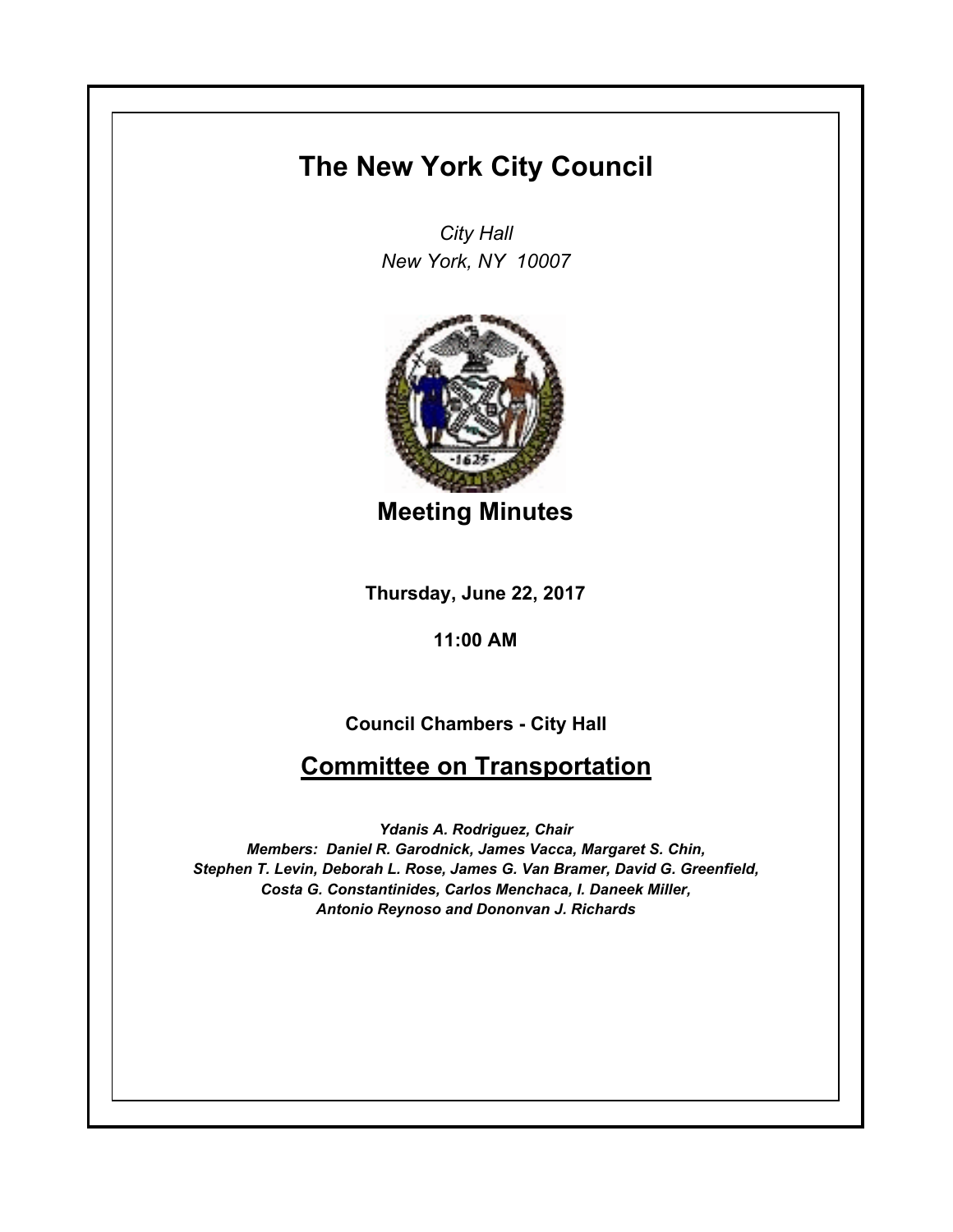# The New York City Council

*City Hall*
*New York, NY 10007*

## Meeting Minutes

**Thursday, June 22, 2017**

**11:00 AM**

**Council Chambers - City Hall**

## Committee on Transportation

***Ydanis A. Rodriguez, Chair***
***Members: Daniel R. Garodnick, James Vacca, Margaret S. Chin, Stephen T. Levin, Deborah L. Rose, James G. Van Bramer, David G. Greenfield, Costa G. Constantinides, Carlos Menchaca, I. Daneek Miller, Antonio Reynoso and Dononvan J. Richards***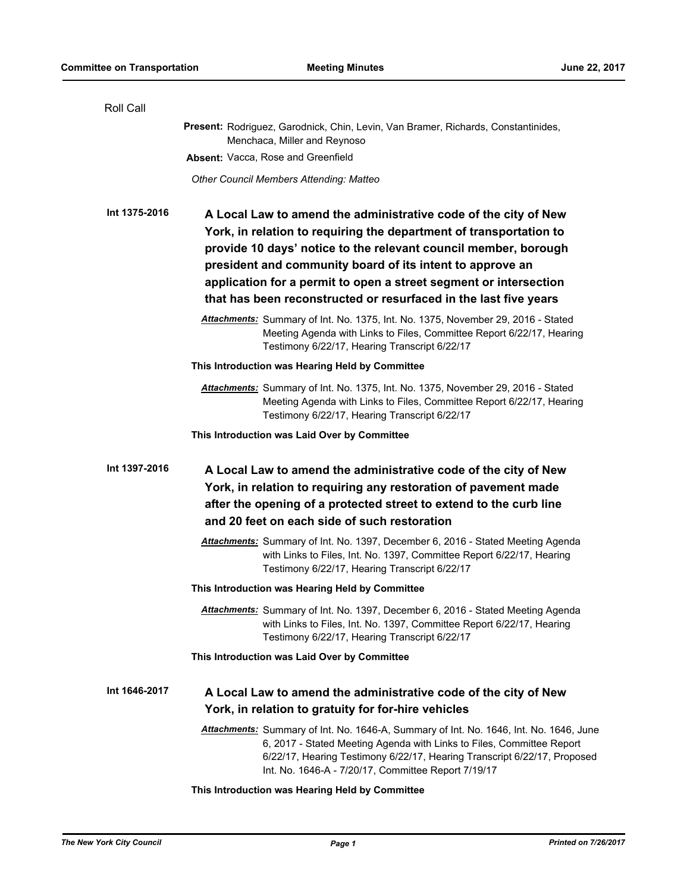Roll Call

**Present:** Rodriguez, Garodnick, Chin, Levin, Van Bramer, Richards, Constantinides, Menchaca, Miller and Reynoso

**Absent:** Vacca, Rose and Greenfield

*Other Council Members Attending: Matteo*

**Int 1375-2016**

**A Local Law to amend the administrative code of the city of New York, in relation to requiring the department of transportation to provide 10 days' notice to the relevant council member, borough president and community board of its intent to approve an application for a permit to open a street segment or intersection that has been reconstructed or resurfaced in the last five years**

***Attachments:*** Summary of Int. No. 1375, Int. No. 1375, November 29, 2016 - Stated Meeting Agenda with Links to Files, Committee Report 6/22/17, Hearing Testimony 6/22/17, Hearing Transcript 6/22/17

**This Introduction was Hearing Held by Committee**

***Attachments:*** Summary of Int. No. 1375, Int. No. 1375, November 29, 2016 - Stated Meeting Agenda with Links to Files, Committee Report 6/22/17, Hearing Testimony 6/22/17, Hearing Transcript 6/22/17

**This Introduction was Laid Over by Committee**

**Int 1397-2016**

**A Local Law to amend the administrative code of the city of New York, in relation to requiring any restoration of pavement made after the opening of a protected street to extend to the curb line and 20 feet on each side of such restoration**

***Attachments:*** Summary of Int. No. 1397, December 6, 2016 - Stated Meeting Agenda with Links to Files, Int. No. 1397, Committee Report 6/22/17, Hearing Testimony 6/22/17, Hearing Transcript 6/22/17

**This Introduction was Hearing Held by Committee**

***Attachments:*** Summary of Int. No. 1397, December 6, 2016 - Stated Meeting Agenda with Links to Files, Int. No. 1397, Committee Report 6/22/17, Hearing Testimony 6/22/17, Hearing Transcript 6/22/17

**This Introduction was Laid Over by Committee**

**Int 1646-2017**

**A Local Law to amend the administrative code of the city of New York, in relation to gratuity for for-hire vehicles**

***Attachments:*** Summary of Int. No. 1646-A, Summary of Int. No. 1646, Int. No. 1646, June 6, 2017 - Stated Meeting Agenda with Links to Files, Committee Report 6/22/17, Hearing Testimony 6/22/17, Hearing Transcript 6/22/17, Proposed Int. No. 1646-A - 7/20/17, Committee Report 7/19/17

**This Introduction was Hearing Held by Committee**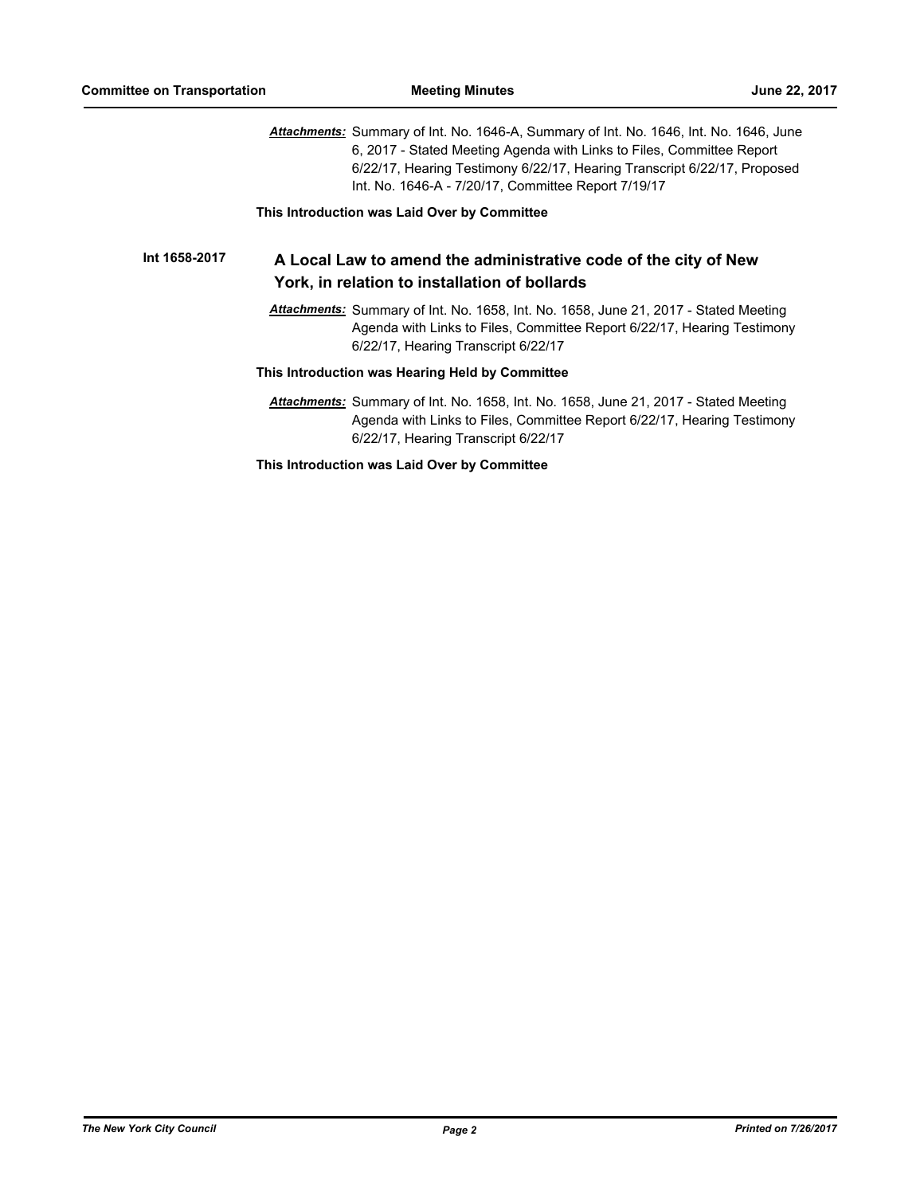***Attachments:*** Summary of Int. No. 1646-A, Summary of Int. No. 1646, Int. No. 1646, June 6, 2017 - Stated Meeting Agenda with Links to Files, Committee Report 6/22/17, Hearing Testimony 6/22/17, Hearing Transcript 6/22/17, Proposed Int. No. 1646-A - 7/20/17, Committee Report 7/19/17

**This Introduction was Laid Over by Committee**

**Int 1658-2017** **A Local Law to amend the administrative code of the city of New York, in relation to installation of bollards**

***Attachments:*** Summary of Int. No. 1658, Int. No. 1658, June 21, 2017 - Stated Meeting Agenda with Links to Files, Committee Report 6/22/17, Hearing Testimony 6/22/17, Hearing Transcript 6/22/17

**This Introduction was Hearing Held by Committee**

***Attachments:*** Summary of Int. No. 1658, Int. No. 1658, June 21, 2017 - Stated Meeting Agenda with Links to Files, Committee Report 6/22/17, Hearing Testimony 6/22/17, Hearing Transcript 6/22/17

**This Introduction was Laid Over by Committee**